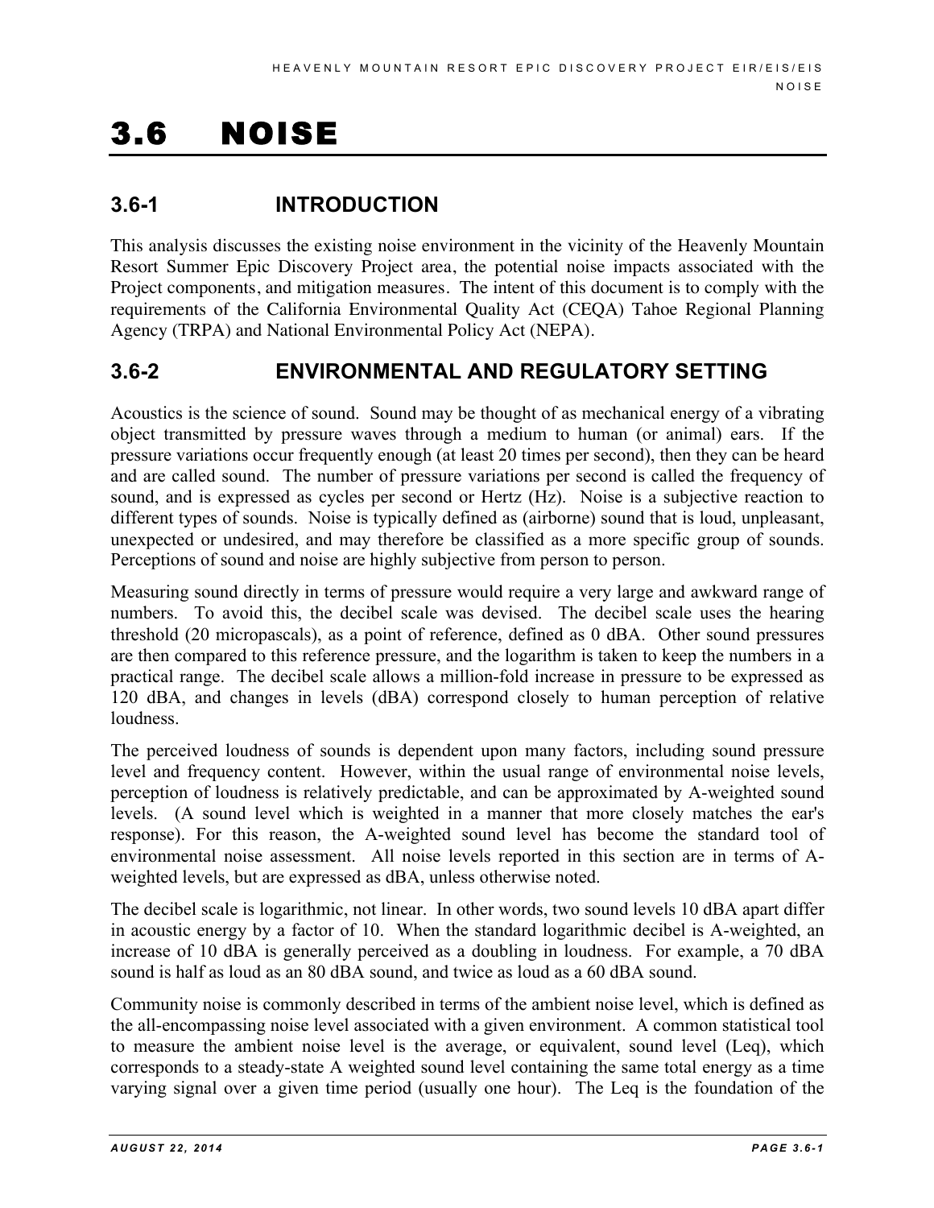# 3.6 NOISE

## 3.6-1 INTRODUCTION

This analysis discusses the existing noise environment in the vicinity of the Heavenly Mountain Resort Summer Epic Discovery Project area, the potential noise impacts associated with the Project components, and mitigation measures. The intent of this document is to comply with the requirements of the California Environmental Quality Act (CEQA) Tahoe Regional Planning Agency (TRPA) and National Environmental Policy Act (NEPA).

## 3.6-2 ENVIRONMENTAL AND REGULATORY SETTING

Acoustics is the science of sound. Sound may be thought of as mechanical energy of a vibrating object transmitted by pressure waves through a medium to human (or animal) ears. If the pressure variations occur frequently enough (at least 20 times per second), then they can be heard and are called sound. The number of pressure variations per second is called the frequency of sound, and is expressed as cycles per second or Hertz (Hz). Noise is a subjective reaction to different types of sounds. Noise is typically defined as (airborne) sound that is loud, unpleasant, unexpected or undesired, and may therefore be classified as a more specific group of sounds. Perceptions of sound and noise are highly subjective from person to person.

Measuring sound directly in terms of pressure would require a very large and awkward range of numbers. To avoid this, the decibel scale was devised. The decibel scale uses the hearing threshold (20 micropascals), as a point of reference, defined as 0 dBA. Other sound pressures are then compared to this reference pressure, and the logarithm is taken to keep the numbers in a practical range. The decibel scale allows a million-fold increase in pressure to be expressed as 120 dBA, and changes in levels (dBA) correspond closely to human perception of relative loudness.

The perceived loudness of sounds is dependent upon many factors, including sound pressure level and frequency content. However, within the usual range of environmental noise levels, perception of loudness is relatively predictable, and can be approximated by A-weighted sound levels. (A sound level which is weighted in a manner that more closely matches the ear's response). For this reason, the A-weighted sound level has become the standard tool of environmental noise assessment. All noise levels reported in this section are in terms of A-weighted levels, but are expressed as dBA, unless otherwise noted.

The decibel scale is logarithmic, not linear. In other words, two sound levels 10 dBA apart differ in acoustic energy by a factor of 10. When the standard logarithmic decibel is A-weighted, an increase of 10 dBA is generally perceived as a doubling in loudness. For example, a 70 dBA sound is half as loud as an 80 dBA sound, and twice as loud as a 60 dBA sound.

Community noise is commonly described in terms of the ambient noise level, which is defined as the all-encompassing noise level associated with a given environment. A common statistical tool to measure the ambient noise level is the average, or equivalent, sound level (Leq), which corresponds to a steady-state A weighted sound level containing the same total energy as a time varying signal over a given time period (usually one hour). The Leq is the foundation of the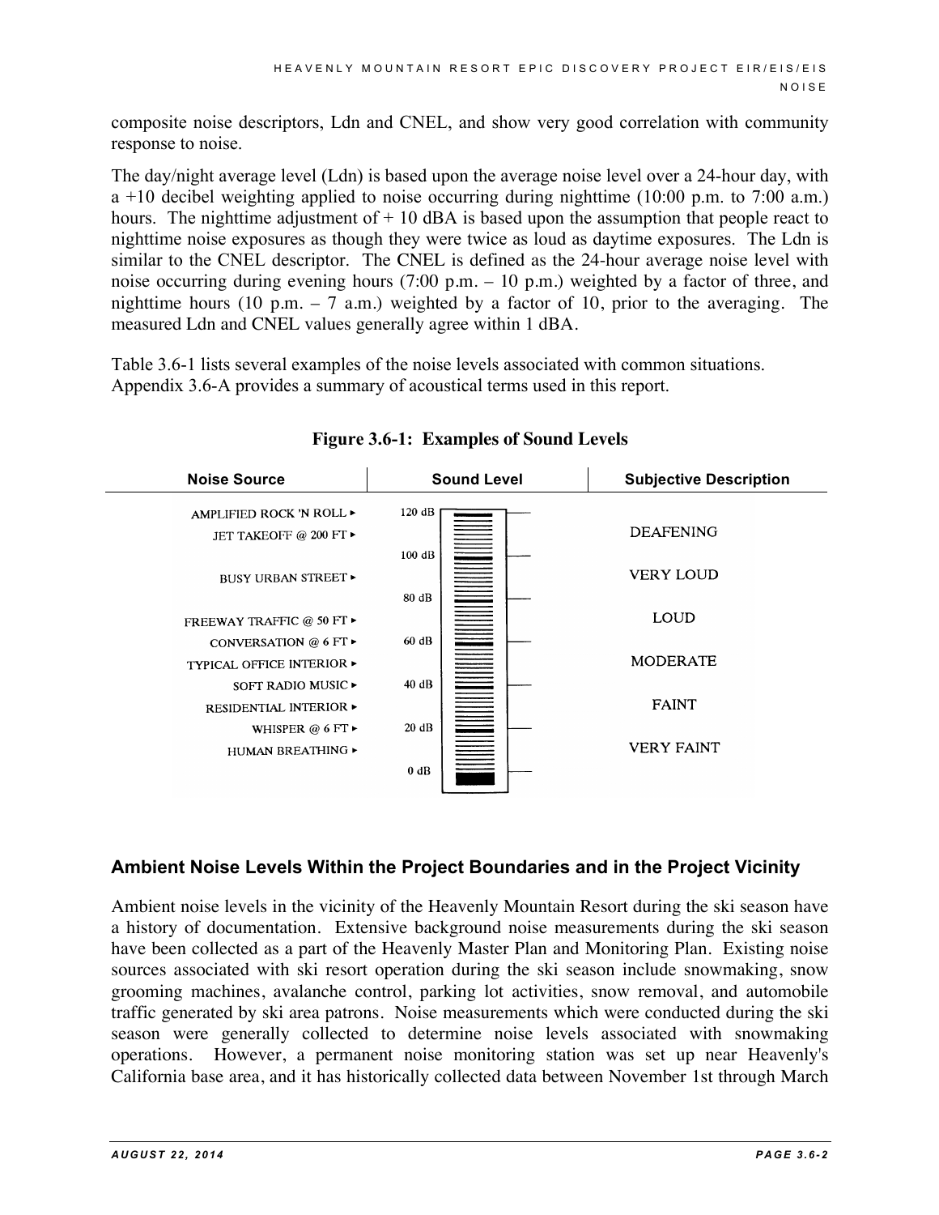composite noise descriptors, Ldn and CNEL, and show very good correlation with community response to noise.

The day/night average level (Ldn) is based upon the average noise level over a 24-hour day, with a +10 decibel weighting applied to noise occurring during nighttime (10:00 p.m. to 7:00 a.m.) hours. The nighttime adjustment of + 10 dBA is based upon the assumption that people react to nighttime noise exposures as though they were twice as loud as daytime exposures. The Ldn is similar to the CNEL descriptor. The CNEL is defined as the 24-hour average noise level with noise occurring during evening hours (7:00 p.m. – 10 p.m.) weighted by a factor of three, and nighttime hours (10 p.m. – 7 a.m.) weighted by a factor of 10, prior to the averaging. The measured Ldn and CNEL values generally agree within 1 dBA.

Table 3.6-1 lists several examples of the noise levels associated with common situations. Appendix 3.6-A provides a summary of acoustical terms used in this report.

**Figure 3.6-1: Examples of Sound Levels**

| Noise Source | Sound Level | Subjective Description |
|---|---|---|
| AMPLIFIED ROCK 'N ROLL | 120 dB | |
| JET TAKEOFF @ 200 FT | | DEAFENING |
| | 100 dB | |
| BUSY URBAN STREET | | VERY LOUD |
| | 80 dB | |
| FREEWAY TRAFFIC @ 50 FT | | LOUD |
| CONVERSATION @ 6 FT | 60 dB | |
| TYPICAL OFFICE INTERIOR | | MODERATE |
| SOFT RADIO MUSIC | 40 dB | |
| RESIDENTIAL INTERIOR | | FAINT |
| WHISPER @ 6 FT | 20 dB | |
| HUMAN BREATHING | | VERY FAINT |
| | 0 dB | |

## Ambient Noise Levels Within the Project Boundaries and in the Project Vicinity

Ambient noise levels in the vicinity of the Heavenly Mountain Resort during the ski season have a history of documentation. Extensive background noise measurements during the ski season have been collected as a part of the Heavenly Master Plan and Monitoring Plan. Existing noise sources associated with ski resort operation during the ski season include snowmaking, snow grooming machines, avalanche control, parking lot activities, snow removal, and automobile traffic generated by ski area patrons. Noise measurements which were conducted during the ski season were generally collected to determine noise levels associated with snowmaking operations. However, a permanent noise monitoring station was set up near Heavenly's California base area, and it has historically collected data between November 1st through March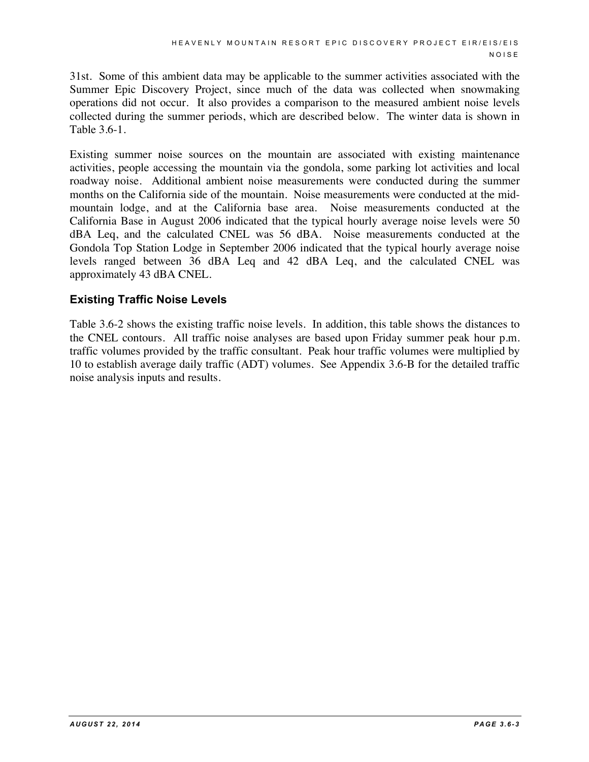31st. Some of this ambient data may be applicable to the summer activities associated with the Summer Epic Discovery Project, since much of the data was collected when snowmaking operations did not occur. It also provides a comparison to the measured ambient noise levels collected during the summer periods, which are described below. The winter data is shown in Table 3.6-1.

Existing summer noise sources on the mountain are associated with existing maintenance activities, people accessing the mountain via the gondola, some parking lot activities and local roadway noise. Additional ambient noise measurements were conducted during the summer months on the California side of the mountain. Noise measurements were conducted at the mid-mountain lodge, and at the California base area. Noise measurements conducted at the California Base in August 2006 indicated that the typical hourly average noise levels were 50 dBA Leq, and the calculated CNEL was 56 dBA. Noise measurements conducted at the Gondola Top Station Lodge in September 2006 indicated that the typical hourly average noise levels ranged between 36 dBA Leq and 42 dBA Leq, and the calculated CNEL was approximately 43 dBA CNEL.

### Existing Traffic Noise Levels

Table 3.6-2 shows the existing traffic noise levels. In addition, this table shows the distances to the CNEL contours. All traffic noise analyses are based upon Friday summer peak hour p.m. traffic volumes provided by the traffic consultant. Peak hour traffic volumes were multiplied by 10 to establish average daily traffic (ADT) volumes. See Appendix 3.6-B for the detailed traffic noise analysis inputs and results.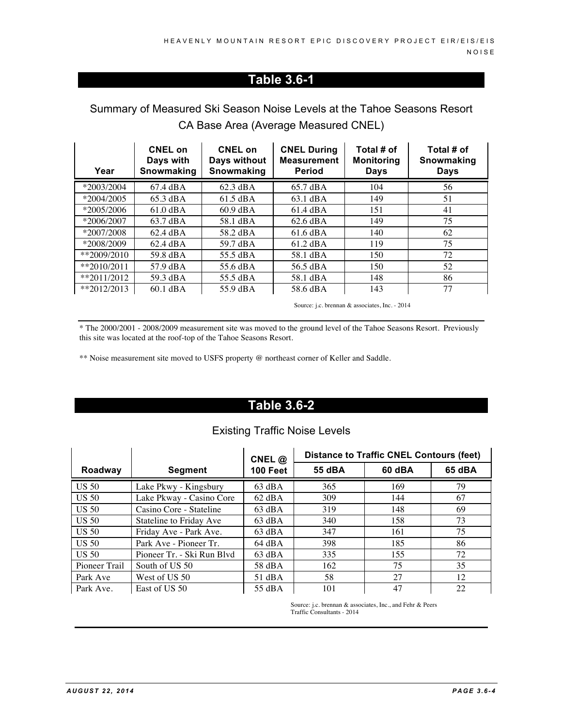## Table 3.6-1

Summary of Measured Ski Season Noise Levels at the Tahoe Seasons Resort CA Base Area (Average Measured CNEL)

| Year | CNEL on Days with Snowmaking | CNEL on Days without Snowmaking | CNEL During Measurement Period | Total # of Monitoring Days | Total # of Snowmaking Days |
|---|---|---|---|---|---|
| *2003/2004 | 67.4 dBA | 62.3 dBA | 65.7 dBA | 104 | 56 |
| *2004/2005 | 65.3 dBA | 61.5 dBA | 63.1 dBA | 149 | 51 |
| *2005/2006 | 61.0 dBA | 60.9 dBA | 61.4 dBA | 151 | 41 |
| *2006/2007 | 63.7 dBA | 58.1 dBA | 62.6 dBA | 149 | 75 |
| *2007/2008 | 62.4 dBA | 58.2 dBA | 61.6 dBA | 140 | 62 |
| *2008/2009 | 62.4 dBA | 59.7 dBA | 61.2 dBA | 119 | 75 |
| **2009/2010 | 59.8 dBA | 55.5 dBA | 58.1 dBA | 150 | 72 |
| **2010/2011 | 57.9 dBA | 55.6 dBA | 56.5 dBA | 150 | 52 |
| **2011/2012 | 59.3 dBA | 55.5 dBA | 58.1 dBA | 148 | 86 |
| **2012/2013 | 60.1 dBA | 55.9 dBA | 58.6 dBA | 143 | 77 |

Source: j.c. brennan & associates, Inc. - 2014

* The 2000/2001 - 2008/2009 measurement site was moved to the ground level of the Tahoe Seasons Resort. Previously this site was located at the roof-top of the Tahoe Seasons Resort.

** Noise measurement site moved to USFS property @ northeast corner of Keller and Saddle.

## Table 3.6-2

Existing Traffic Noise Levels

| Roadway | Segment | CNEL @ 100 Feet | Distance to Traffic CNEL Contours (feet) | | |
|---|---|---|---|---|---|
| | | | 55 dBA | 60 dBA | 65 dBA |
| US 50 | Lake Pkwy - Kingsbury | 63 dBA | 365 | 169 | 79 |
| US 50 | Lake Pkway - Casino Core | 62 dBA | 309 | 144 | 67 |
| US 50 | Casino Core - Stateline | 63 dBA | 319 | 148 | 69 |
| US 50 | Stateline to Friday Ave | 63 dBA | 340 | 158 | 73 |
| US 50 | Friday Ave - Park Ave. | 63 dBA | 347 | 161 | 75 |
| US 50 | Park Ave - Pioneer Tr. | 64 dBA | 398 | 185 | 86 |
| US 50 | Pioneer Tr. - Ski Run Blvd | 63 dBA | 335 | 155 | 72 |
| Pioneer Trail | South of US 50 | 58 dBA | 162 | 75 | 35 |
| Park Ave | West of US 50 | 51 dBA | 58 | 27 | 12 |
| Park Ave. | East of US 50 | 55 dBA | 101 | 47 | 22 |

Source: j.c. brennan & associates, Inc., and Fehr & Peers Traffic Consultants - 2014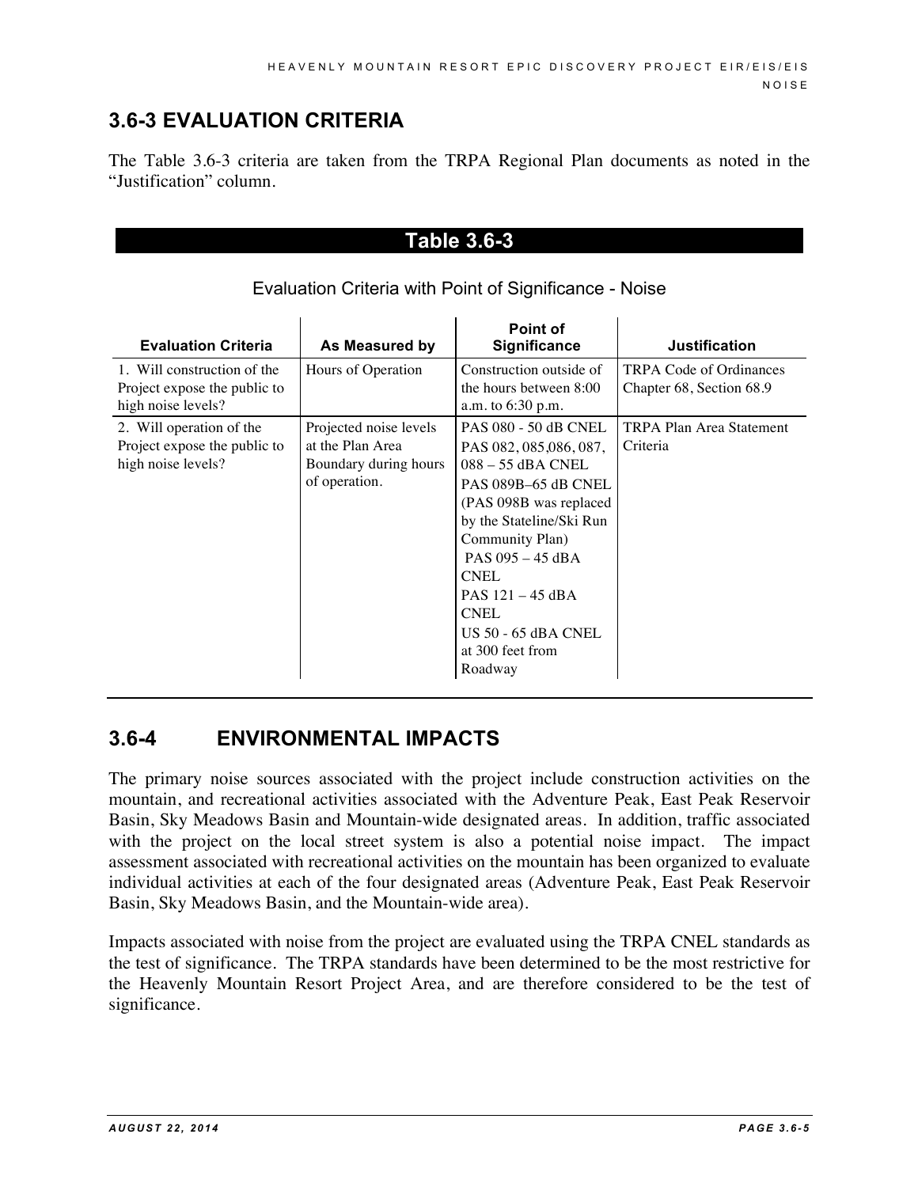## 3.6-3 EVALUATION CRITERIA

The Table 3.6-3 criteria are taken from the TRPA Regional Plan documents as noted in the "Justification" column.

**Table 3.6-3**

Evaluation Criteria with Point of Significance - Noise

| Evaluation Criteria | As Measured by | Point of Significance | Justification |
|---|---|---|---|
| 1. Will construction of the Project expose the public to high noise levels? | Hours of Operation | Construction outside of the hours between 8:00 a.m. to 6:30 p.m. | TRPA Code of Ordinances Chapter 68, Section 68.9 |
| 2. Will operation of the Project expose the public to high noise levels? | Projected noise levels at the Plan Area Boundary during hours of operation. | PAS 080 - 50 dB CNEL<br>PAS 082, 085,086, 087, 088 – 55 dBA CNEL<br>PAS 089B–65 dB CNEL (PAS 098B was replaced by the Stateline/Ski Run Community Plan)<br>PAS 095 – 45 dBA CNEL<br>PAS 121 – 45 dBA CNEL<br>US 50 - 65 dBA CNEL at 300 feet from Roadway | TRPA Plan Area Statement Criteria |

## 3.6-4 ENVIRONMENTAL IMPACTS

The primary noise sources associated with the project include construction activities on the mountain, and recreational activities associated with the Adventure Peak, East Peak Reservoir Basin, Sky Meadows Basin and Mountain-wide designated areas. In addition, traffic associated with the project on the local street system is also a potential noise impact. The impact assessment associated with recreational activities on the mountain has been organized to evaluate individual activities at each of the four designated areas (Adventure Peak, East Peak Reservoir Basin, Sky Meadows Basin, and the Mountain-wide area).

Impacts associated with noise from the project are evaluated using the TRPA CNEL standards as the test of significance. The TRPA standards have been determined to be the most restrictive for the Heavenly Mountain Resort Project Area, and are therefore considered to be the test of significance.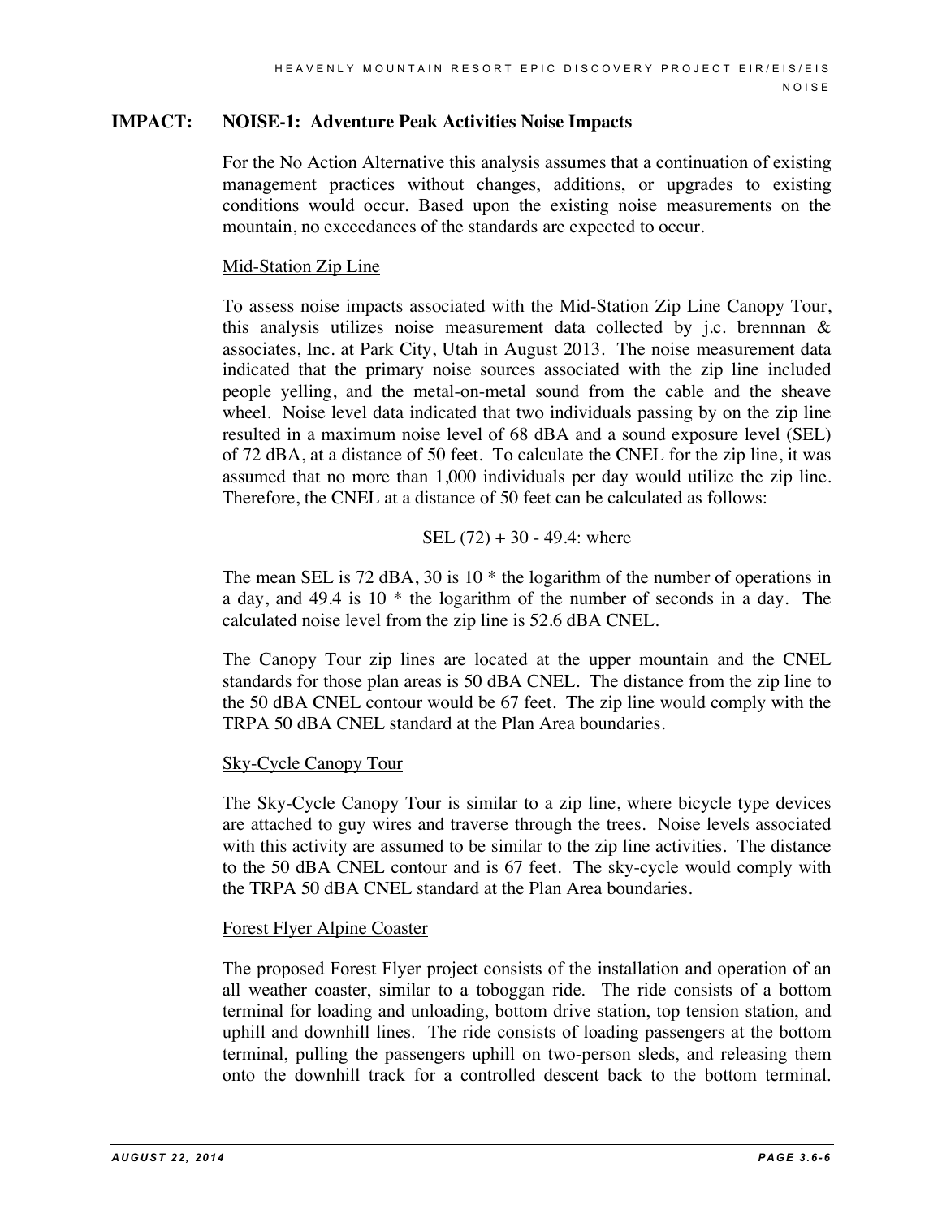**IMPACT: NOISE-1: Adventure Peak Activities Noise Impacts**

For the No Action Alternative this analysis assumes that a continuation of existing management practices without changes, additions, or upgrades to existing conditions would occur. Based upon the existing noise measurements on the mountain, no exceedances of the standards are expected to occur.

Mid-Station Zip Line

To assess noise impacts associated with the Mid-Station Zip Line Canopy Tour, this analysis utilizes noise measurement data collected by j.c. brennnan & associates, Inc. at Park City, Utah in August 2013. The noise measurement data indicated that the primary noise sources associated with the zip line included people yelling, and the metal-on-metal sound from the cable and the sheave wheel. Noise level data indicated that two individuals passing by on the zip line resulted in a maximum noise level of 68 dBA and a sound exposure level (SEL) of 72 dBA, at a distance of 50 feet. To calculate the CNEL for the zip line, it was assumed that no more than 1,000 individuals per day would utilize the zip line. Therefore, the CNEL at a distance of 50 feet can be calculated as follows:

SEL (72) + 30 - 49.4: where

The mean SEL is 72 dBA, 30 is 10 * the logarithm of the number of operations in a day, and 49.4 is 10 * the logarithm of the number of seconds in a day. The calculated noise level from the zip line is 52.6 dBA CNEL.

The Canopy Tour zip lines are located at the upper mountain and the CNEL standards for those plan areas is 50 dBA CNEL. The distance from the zip line to the 50 dBA CNEL contour would be 67 feet. The zip line would comply with the TRPA 50 dBA CNEL standard at the Plan Area boundaries.

Sky-Cycle Canopy Tour

The Sky-Cycle Canopy Tour is similar to a zip line, where bicycle type devices are attached to guy wires and traverse through the trees. Noise levels associated with this activity are assumed to be similar to the zip line activities. The distance to the 50 dBA CNEL contour and is 67 feet. The sky-cycle would comply with the TRPA 50 dBA CNEL standard at the Plan Area boundaries.

Forest Flyer Alpine Coaster

The proposed Forest Flyer project consists of the installation and operation of an all weather coaster, similar to a toboggan ride. The ride consists of a bottom terminal for loading and unloading, bottom drive station, top tension station, and uphill and downhill lines. The ride consists of loading passengers at the bottom terminal, pulling the passengers uphill on two-person sleds, and releasing them onto the downhill track for a controlled descent back to the bottom terminal.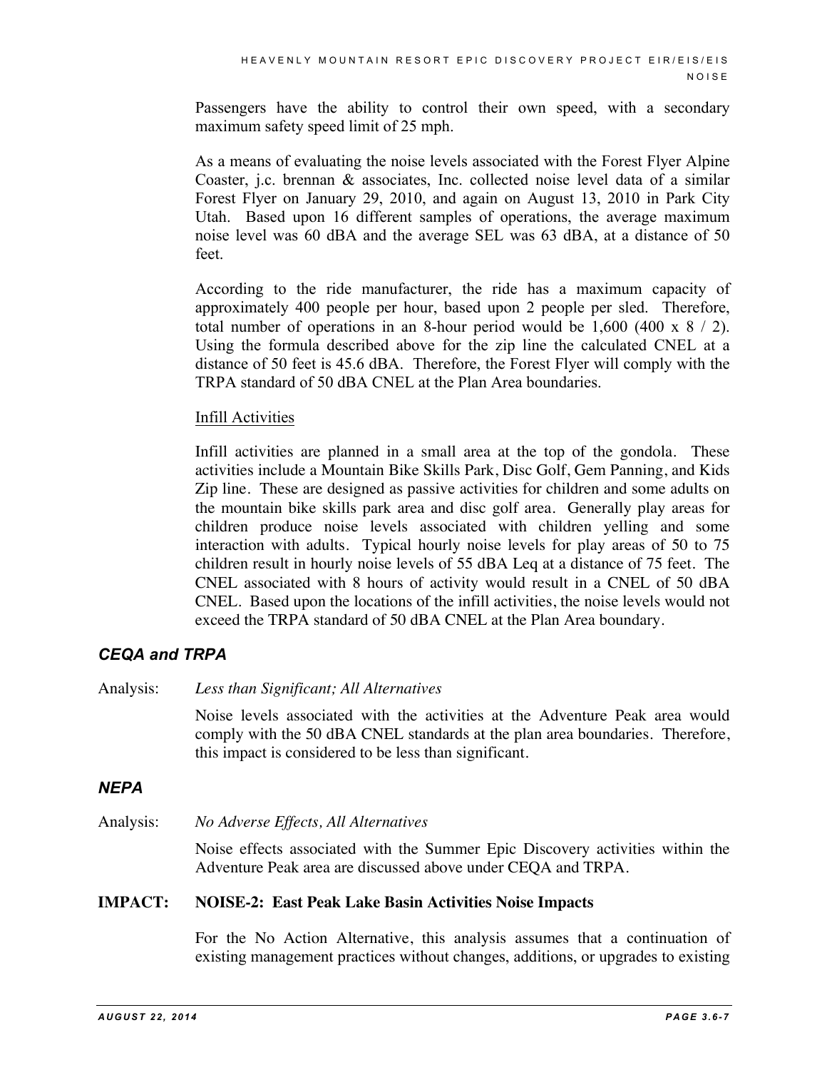Passengers have the ability to control their own speed, with a secondary maximum safety speed limit of 25 mph.

As a means of evaluating the noise levels associated with the Forest Flyer Alpine Coaster, j.c. brennan & associates, Inc. collected noise level data of a similar Forest Flyer on January 29, 2010, and again on August 13, 2010 in Park City Utah. Based upon 16 different samples of operations, the average maximum noise level was 60 dBA and the average SEL was 63 dBA, at a distance of 50 feet.

According to the ride manufacturer, the ride has a maximum capacity of approximately 400 people per hour, based upon 2 people per sled. Therefore, total number of operations in an 8-hour period would be 1,600 (400 x 8 / 2). Using the formula described above for the zip line the calculated CNEL at a distance of 50 feet is 45.6 dBA. Therefore, the Forest Flyer will comply with the TRPA standard of 50 dBA CNEL at the Plan Area boundaries.

<u>Infill Activities</u>

Infill activities are planned in a small area at the top of the gondola. These activities include a Mountain Bike Skills Park, Disc Golf, Gem Panning, and Kids Zip line. These are designed as passive activities for children and some adults on the mountain bike skills park area and disc golf area. Generally play areas for children produce noise levels associated with children yelling and some interaction with adults. Typical hourly noise levels for play areas of 50 to 75 children result in hourly noise levels of 55 dBA Leq at a distance of 75 feet. The CNEL associated with 8 hours of activity would result in a CNEL of 50 dBA CNEL. Based upon the locations of the infill activities, the noise levels would not exceed the TRPA standard of 50 dBA CNEL at the Plan Area boundary.

### *CEQA and TRPA*

Analysis: *Less than Significant; All Alternatives*

Noise levels associated with the activities at the Adventure Peak area would comply with the 50 dBA CNEL standards at the plan area boundaries. Therefore, this impact is considered to be less than significant.

### *NEPA*

Analysis: *No Adverse Effects, All Alternatives*

Noise effects associated with the Summer Epic Discovery activities within the Adventure Peak area are discussed above under CEQA and TRPA.

**IMPACT: NOISE-2: East Peak Lake Basin Activities Noise Impacts**

For the No Action Alternative, this analysis assumes that a continuation of existing management practices without changes, additions, or upgrades to existing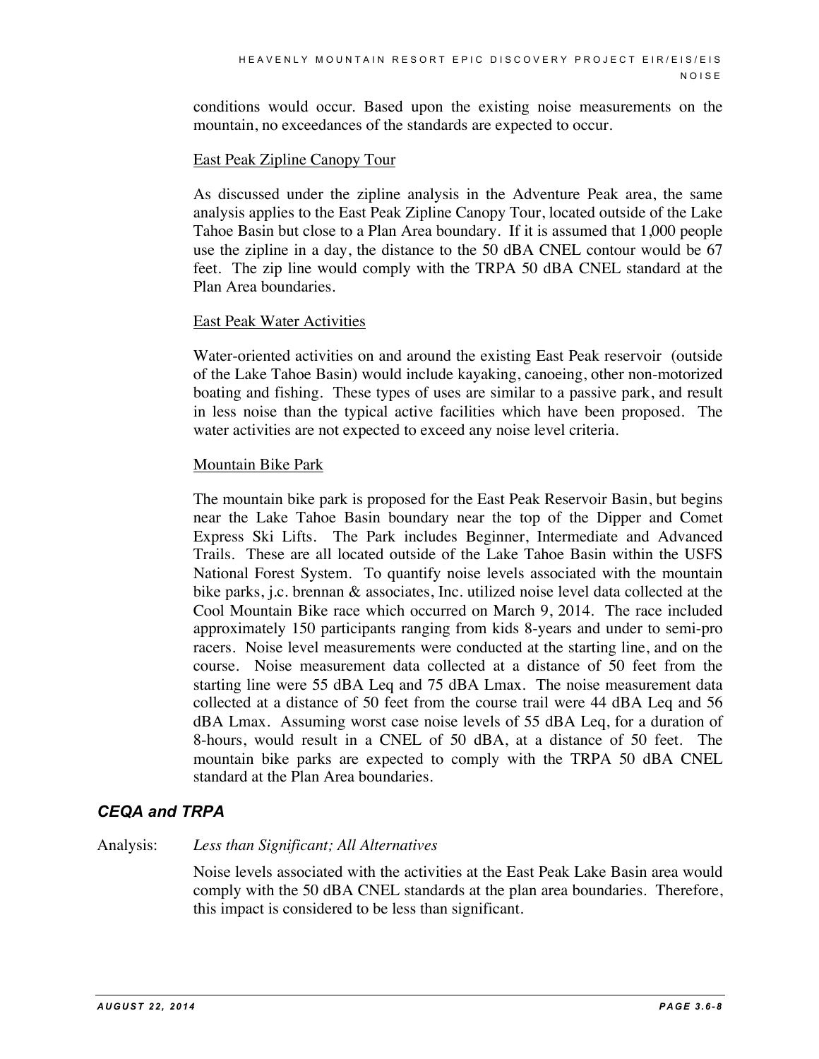conditions would occur. Based upon the existing noise measurements on the mountain, no exceedances of the standards are expected to occur.

East Peak Zipline Canopy Tour

As discussed under the zipline analysis in the Adventure Peak area, the same analysis applies to the East Peak Zipline Canopy Tour, located outside of the Lake Tahoe Basin but close to a Plan Area boundary. If it is assumed that 1,000 people use the zipline in a day, the distance to the 50 dBA CNEL contour would be 67 feet. The zip line would comply with the TRPA 50 dBA CNEL standard at the Plan Area boundaries.

East Peak Water Activities

Water-oriented activities on and around the existing East Peak reservoir (outside of the Lake Tahoe Basin) would include kayaking, canoeing, other non-motorized boating and fishing. These types of uses are similar to a passive park, and result in less noise than the typical active facilities which have been proposed. The water activities are not expected to exceed any noise level criteria.

Mountain Bike Park

The mountain bike park is proposed for the East Peak Reservoir Basin, but begins near the Lake Tahoe Basin boundary near the top of the Dipper and Comet Express Ski Lifts. The Park includes Beginner, Intermediate and Advanced Trails. These are all located outside of the Lake Tahoe Basin within the USFS National Forest System. To quantify noise levels associated with the mountain bike parks, j.c. brennan & associates, Inc. utilized noise level data collected at the Cool Mountain Bike race which occurred on March 9, 2014. The race included approximately 150 participants ranging from kids 8-years and under to semi-pro racers. Noise level measurements were conducted at the starting line, and on the course. Noise measurement data collected at a distance of 50 feet from the starting line were 55 dBA Leq and 75 dBA Lmax. The noise measurement data collected at a distance of 50 feet from the course trail were 44 dBA Leq and 56 dBA Lmax. Assuming worst case noise levels of 55 dBA Leq, for a duration of 8-hours, would result in a CNEL of 50 dBA, at a distance of 50 feet. The mountain bike parks are expected to comply with the TRPA 50 dBA CNEL standard at the Plan Area boundaries.

### *CEQA and TRPA*

Analysis: *Less than Significant; All Alternatives*

Noise levels associated with the activities at the East Peak Lake Basin area would comply with the 50 dBA CNEL standards at the plan area boundaries. Therefore, this impact is considered to be less than significant.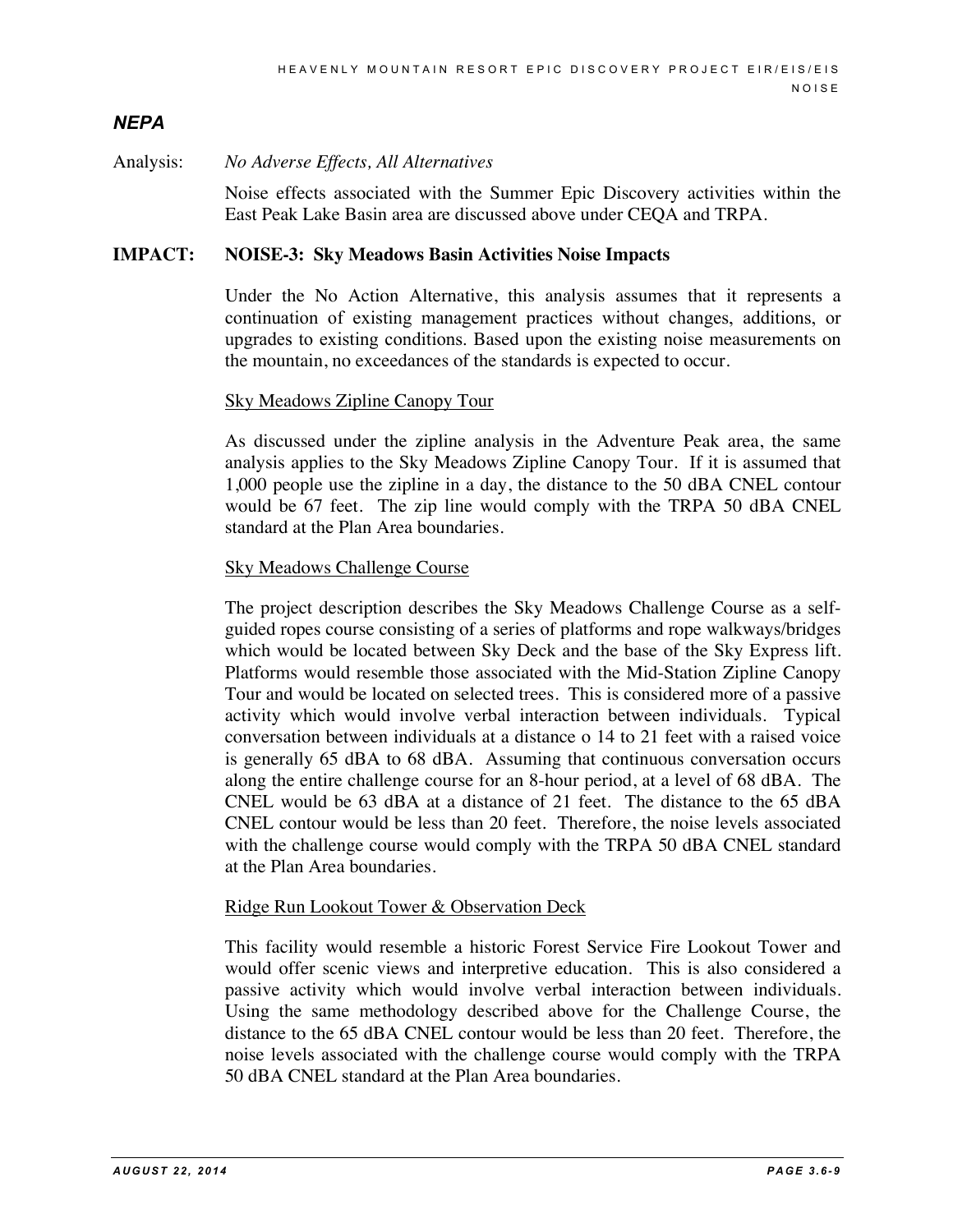### *NEPA*

Analysis: *No Adverse Effects, All Alternatives*

Noise effects associated with the Summer Epic Discovery activities within the East Peak Lake Basin area are discussed above under CEQA and TRPA.

**IMPACT: NOISE-3: Sky Meadows Basin Activities Noise Impacts**

Under the No Action Alternative, this analysis assumes that it represents a continuation of existing management practices without changes, additions, or upgrades to existing conditions. Based upon the existing noise measurements on the mountain, no exceedances of the standards is expected to occur.

Sky Meadows Zipline Canopy Tour

As discussed under the zipline analysis in the Adventure Peak area, the same analysis applies to the Sky Meadows Zipline Canopy Tour. If it is assumed that 1,000 people use the zipline in a day, the distance to the 50 dBA CNEL contour would be 67 feet. The zip line would comply with the TRPA 50 dBA CNEL standard at the Plan Area boundaries.

Sky Meadows Challenge Course

The project description describes the Sky Meadows Challenge Course as a self-guided ropes course consisting of a series of platforms and rope walkways/bridges which would be located between Sky Deck and the base of the Sky Express lift. Platforms would resemble those associated with the Mid-Station Zipline Canopy Tour and would be located on selected trees. This is considered more of a passive activity which would involve verbal interaction between individuals. Typical conversation between individuals at a distance o 14 to 21 feet with a raised voice is generally 65 dBA to 68 dBA. Assuming that continuous conversation occurs along the entire challenge course for an 8-hour period, at a level of 68 dBA. The CNEL would be 63 dBA at a distance of 21 feet. The distance to the 65 dBA CNEL contour would be less than 20 feet. Therefore, the noise levels associated with the challenge course would comply with the TRPA 50 dBA CNEL standard at the Plan Area boundaries.

Ridge Run Lookout Tower & Observation Deck

This facility would resemble a historic Forest Service Fire Lookout Tower and would offer scenic views and interpretive education. This is also considered a passive activity which would involve verbal interaction between individuals. Using the same methodology described above for the Challenge Course, the distance to the 65 dBA CNEL contour would be less than 20 feet. Therefore, the noise levels associated with the challenge course would comply with the TRPA 50 dBA CNEL standard at the Plan Area boundaries.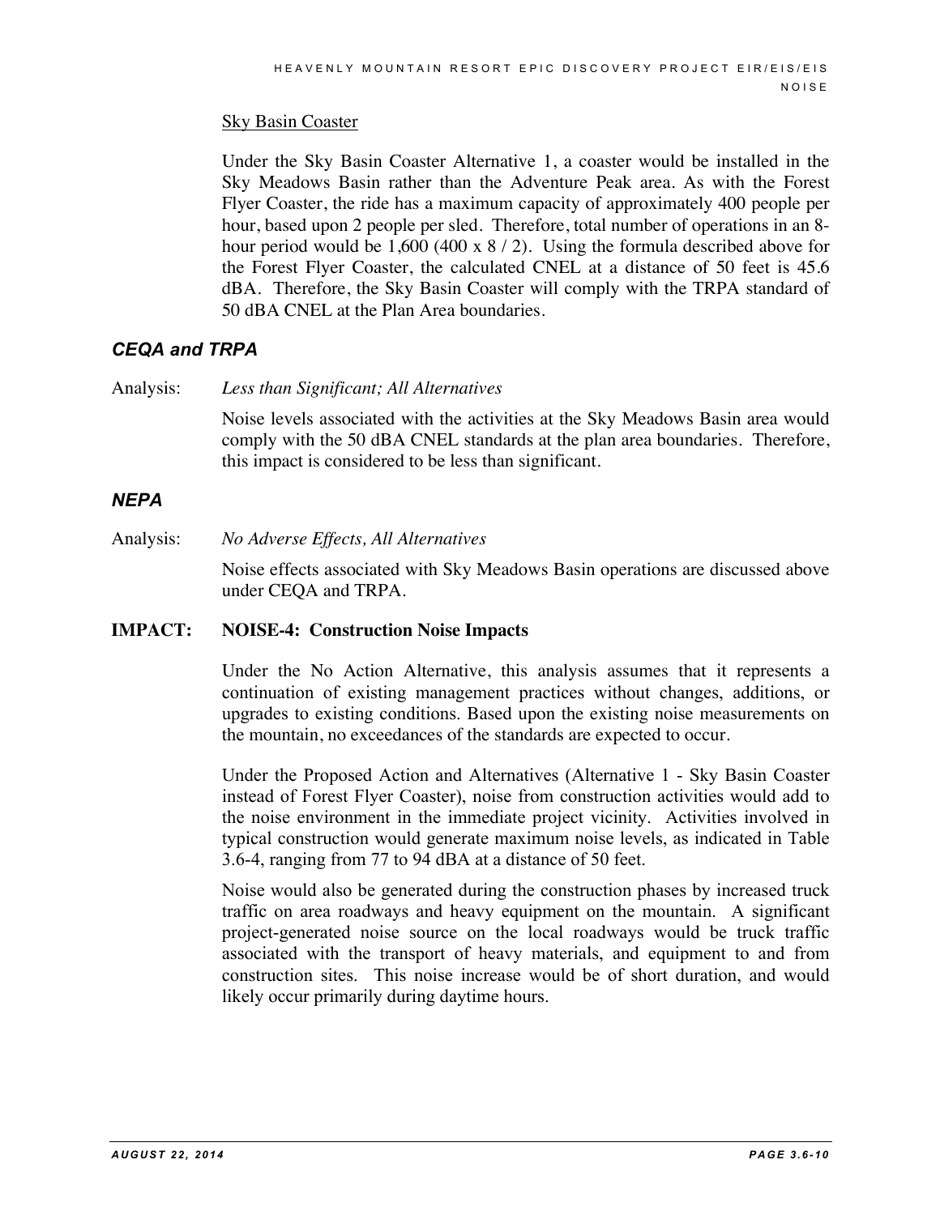Sky Basin Coaster

Under the Sky Basin Coaster Alternative 1, a coaster would be installed in the Sky Meadows Basin rather than the Adventure Peak area. As with the Forest Flyer Coaster, the ride has a maximum capacity of approximately 400 people per hour, based upon 2 people per sled. Therefore, total number of operations in an 8-hour period would be 1,600 (400 x 8 / 2). Using the formula described above for the Forest Flyer Coaster, the calculated CNEL at a distance of 50 feet is 45.6 dBA. Therefore, the Sky Basin Coaster will comply with the TRPA standard of 50 dBA CNEL at the Plan Area boundaries.

### *CEQA and TRPA*

Analysis: *Less than Significant; All Alternatives*

Noise levels associated with the activities at the Sky Meadows Basin area would comply with the 50 dBA CNEL standards at the plan area boundaries. Therefore, this impact is considered to be less than significant.

### *NEPA*

Analysis: *No Adverse Effects, All Alternatives*

Noise effects associated with Sky Meadows Basin operations are discussed above under CEQA and TRPA.

**IMPACT: NOISE-4: Construction Noise Impacts**

Under the No Action Alternative, this analysis assumes that it represents a continuation of existing management practices without changes, additions, or upgrades to existing conditions. Based upon the existing noise measurements on the mountain, no exceedances of the standards are expected to occur.

Under the Proposed Action and Alternatives (Alternative 1 - Sky Basin Coaster instead of Forest Flyer Coaster), noise from construction activities would add to the noise environment in the immediate project vicinity. Activities involved in typical construction would generate maximum noise levels, as indicated in Table 3.6-4, ranging from 77 to 94 dBA at a distance of 50 feet.

Noise would also be generated during the construction phases by increased truck traffic on area roadways and heavy equipment on the mountain. A significant project-generated noise source on the local roadways would be truck traffic associated with the transport of heavy materials, and equipment to and from construction sites. This noise increase would be of short duration, and would likely occur primarily during daytime hours.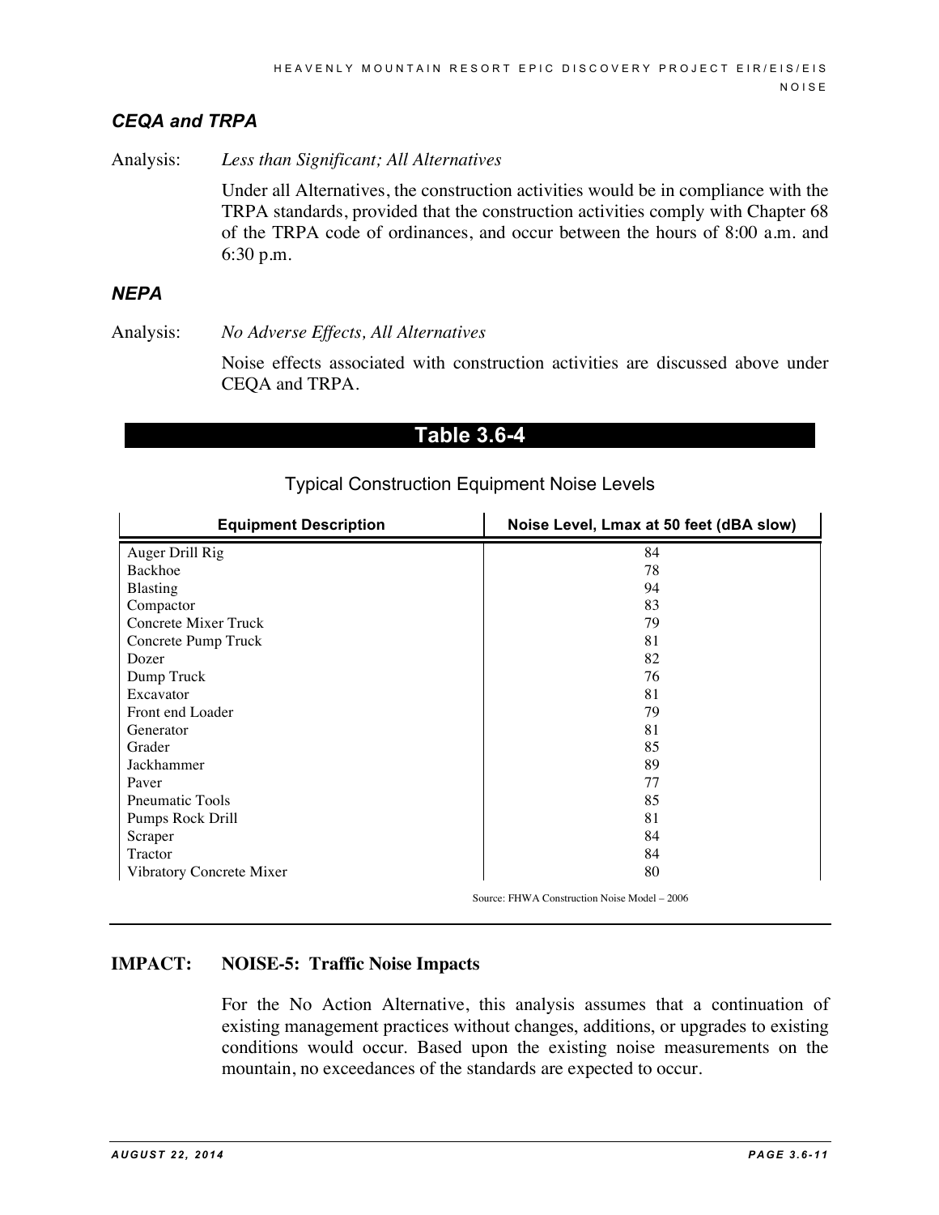### *CEQA and TRPA*

Analysis: *Less than Significant; All Alternatives*

Under all Alternatives, the construction activities would be in compliance with the TRPA standards, provided that the construction activities comply with Chapter 68 of the TRPA code of ordinances, and occur between the hours of 8:00 a.m. and 6:30 p.m.

### *NEPA*

Analysis: *No Adverse Effects, All Alternatives*

Noise effects associated with construction activities are discussed above under CEQA and TRPA.

**Table 3.6-4**

Typical Construction Equipment Noise Levels

| Equipment Description | Noise Level, Lmax at 50 feet (dBA slow) |
|---|---|
| Auger Drill Rig | 84 |
| Backhoe | 78 |
| Blasting | 94 |
| Compactor | 83 |
| Concrete Mixer Truck | 79 |
| Concrete Pump Truck | 81 |
| Dozer | 82 |
| Dump Truck | 76 |
| Excavator | 81 |
| Front end Loader | 79 |
| Generator | 81 |
| Grader | 85 |
| Jackhammer | 89 |
| Paver | 77 |
| Pneumatic Tools | 85 |
| Pumps Rock Drill | 81 |
| Scraper | 84 |
| Tractor | 84 |
| Vibratory Concrete Mixer | 80 |

Source: FHWA Construction Noise Model – 2006

**IMPACT: NOISE-5: Traffic Noise Impacts**

For the No Action Alternative, this analysis assumes that a continuation of existing management practices without changes, additions, or upgrades to existing conditions would occur. Based upon the existing noise measurements on the mountain, no exceedances of the standards are expected to occur.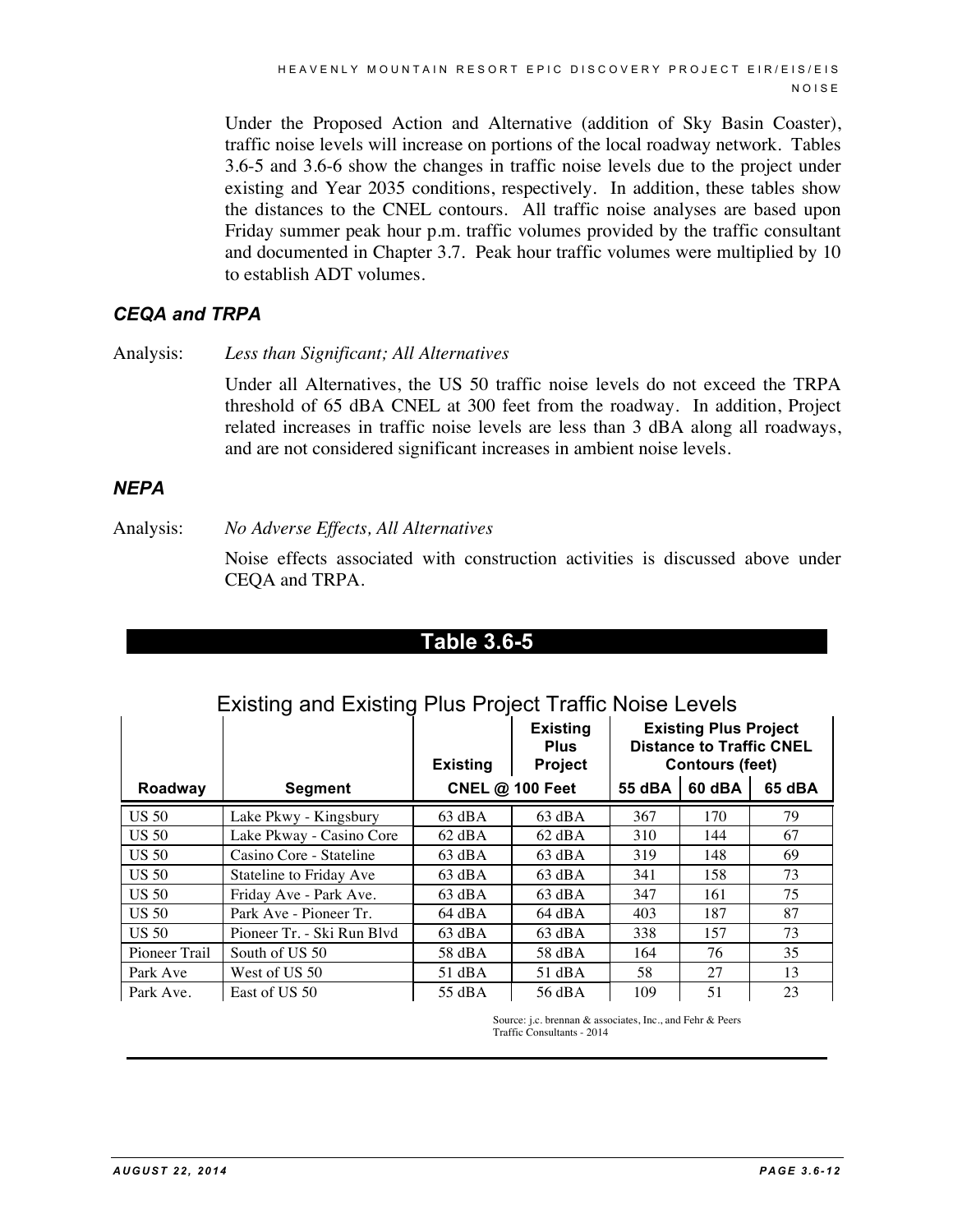Under the Proposed Action and Alternative (addition of Sky Basin Coaster), traffic noise levels will increase on portions of the local roadway network. Tables 3.6-5 and 3.6-6 show the changes in traffic noise levels due to the project under existing and Year 2035 conditions, respectively. In addition, these tables show the distances to the CNEL contours. All traffic noise analyses are based upon Friday summer peak hour p.m. traffic volumes provided by the traffic consultant and documented in Chapter 3.7. Peak hour traffic volumes were multiplied by 10 to establish ADT volumes.

### *CEQA and TRPA*

Analysis: *Less than Significant; All Alternatives*

Under all Alternatives, the US 50 traffic noise levels do not exceed the TRPA threshold of 65 dBA CNEL at 300 feet from the roadway. In addition, Project related increases in traffic noise levels are less than 3 dBA along all roadways, and are not considered significant increases in ambient noise levels.

### *NEPA*

Analysis: *No Adverse Effects, All Alternatives*

Noise effects associated with construction activities is discussed above under CEQA and TRPA.

## Table 3.6-5

### Existing and Existing Plus Project Traffic Noise Levels

| Roadway | Segment | Existing | Existing Plus Project | Existing Plus Project Distance to Traffic CNEL Contours (feet) | | |
|---|---|---|---|---|---|---|
| | | CNEL @ 100 Feet | | 55 dBA | 60 dBA | 65 dBA |
| US 50 | Lake Pkwy - Kingsbury | 63 dBA | 63 dBA | 367 | 170 | 79 |
| US 50 | Lake Pkway - Casino Core | 62 dBA | 62 dBA | 310 | 144 | 67 |
| US 50 | Casino Core - Stateline | 63 dBA | 63 dBA | 319 | 148 | 69 |
| US 50 | Stateline to Friday Ave | 63 dBA | 63 dBA | 341 | 158 | 73 |
| US 50 | Friday Ave - Park Ave. | 63 dBA | 63 dBA | 347 | 161 | 75 |
| US 50 | Park Ave - Pioneer Tr. | 64 dBA | 64 dBA | 403 | 187 | 87 |
| US 50 | Pioneer Tr. - Ski Run Blvd | 63 dBA | 63 dBA | 338 | 157 | 73 |
| Pioneer Trail | South of US 50 | 58 dBA | 58 dBA | 164 | 76 | 35 |
| Park Ave | West of US 50 | 51 dBA | 51 dBA | 58 | 27 | 13 |
| Park Ave. | East of US 50 | 55 dBA | 56 dBA | 109 | 51 | 23 |

Source: j.c. brennan & associates, Inc., and Fehr & Peers Traffic Consultants - 2014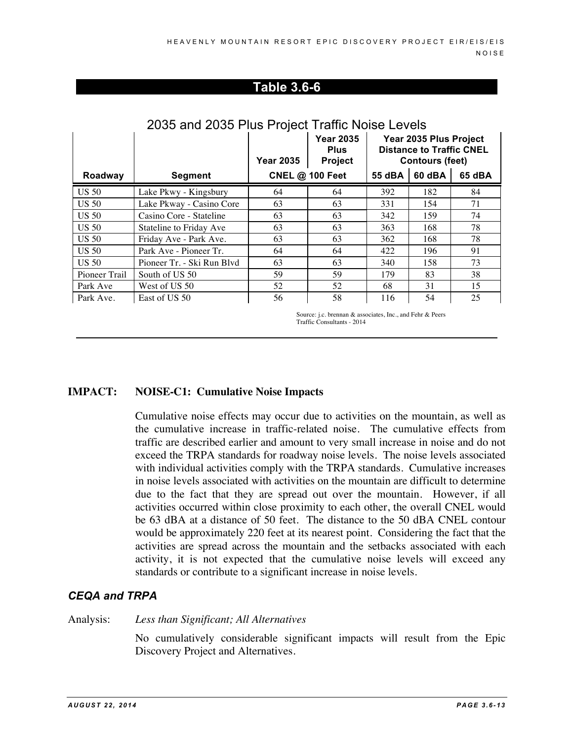## Table 3.6-6

### 2035 and 2035 Plus Project Traffic Noise Levels

| Roadway | Segment | Year 2035 | Year 2035 Plus Project | Year 2035 Plus Project Distance to Traffic CNEL Contours (feet) | | |
|---|---|---|---|---|---|---|
| | | CNEL @ 100 Feet | | 55 dBA | 60 dBA | 65 dBA |
| US 50 | Lake Pkwy - Kingsbury | 64 | 64 | 392 | 182 | 84 |
| US 50 | Lake Pkway - Casino Core | 63 | 63 | 331 | 154 | 71 |
| US 50 | Casino Core - Stateline | 63 | 63 | 342 | 159 | 74 |
| US 50 | Stateline to Friday Ave | 63 | 63 | 363 | 168 | 78 |
| US 50 | Friday Ave - Park Ave. | 63 | 63 | 362 | 168 | 78 |
| US 50 | Park Ave - Pioneer Tr. | 64 | 64 | 422 | 196 | 91 |
| US 50 | Pioneer Tr. - Ski Run Blvd | 63 | 63 | 340 | 158 | 73 |
| Pioneer Trail | South of US 50 | 59 | 59 | 179 | 83 | 38 |
| Park Ave | West of US 50 | 52 | 52 | 68 | 31 | 15 |
| Park Ave. | East of US 50 | 56 | 58 | 116 | 54 | 25 |

Source: j.c. brennan & associates, Inc., and Fehr & Peers Traffic Consultants - 2014

**IMPACT: NOISE-C1: Cumulative Noise Impacts**

Cumulative noise effects may occur due to activities on the mountain, as well as the cumulative increase in traffic-related noise. The cumulative effects from traffic are described earlier and amount to very small increase in noise and do not exceed the TRPA standards for roadway noise levels. The noise levels associated with individual activities comply with the TRPA standards. Cumulative increases in noise levels associated with activities on the mountain are difficult to determine due to the fact that they are spread out over the mountain. However, if all activities occurred within close proximity to each other, the overall CNEL would be 63 dBA at a distance of 50 feet. The distance to the 50 dBA CNEL contour would be approximately 220 feet at its nearest point. Considering the fact that the activities are spread across the mountain and the setbacks associated with each activity, it is not expected that the cumulative noise levels will exceed any standards or contribute to a significant increase in noise levels.

### *CEQA and TRPA*

Analysis: *Less than Significant; All Alternatives*

No cumulatively considerable significant impacts will result from the Epic Discovery Project and Alternatives.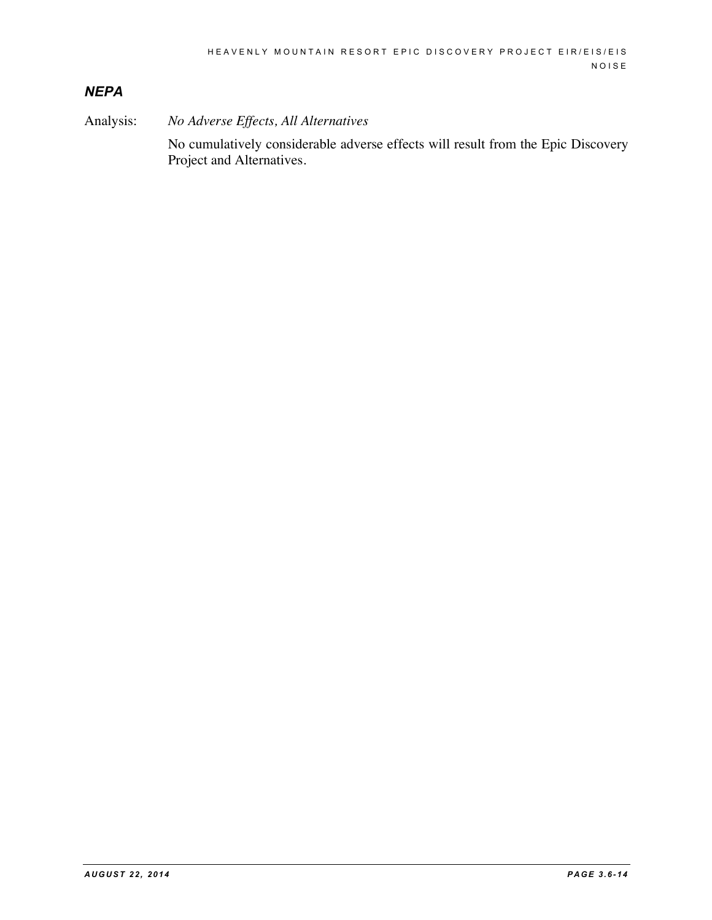### *NEPA*

Analysis: *No Adverse Effects, All Alternatives*

No cumulatively considerable adverse effects will result from the Epic Discovery Project and Alternatives.